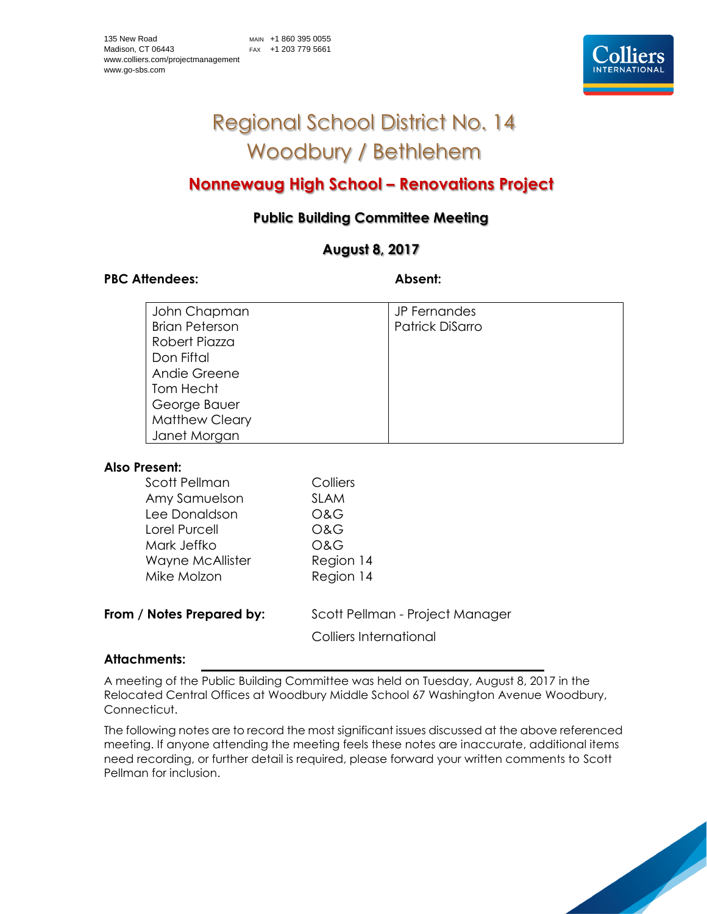135 New Road
Madison, CT 06443
www.colliers.com/projectmanagement
www.go-sbs.com

MAIN +1 860 395 0055
FAX +1 203 779 5661

# Regional School District No. 14
# Woodbury / Bethlehem

## Nonnewaug High School – Renovations Project

### Public Building Committee Meeting

### August 8, 2017

| PBC Attendees: | Absent: |
| --- | --- |
| John Chapman | JP Fernandes |
| Brian Peterson | Patrick DiSarro |
| Robert Piazza | |
| Don Fiftal | |
| Andie Greene | |
| Tom Hecht | |
| George Bauer | |
| Matthew Cleary | |
| Janet Morgan | |

**Also Present:**

| | |
| --- | --- |
| Scott Pellman | Colliers |
| Amy Samuelson | SLAM |
| Lee Donaldson | O&G |
| Lorel Purcell | O&G |
| Mark Jeffko | O&G |
| Wayne McAllister | Region 14 |
| Mike Molzon | Region 14 |

**From / Notes Prepared by:** Scott Pellman - Project Manager
Colliers International

**Attachments:**

A meeting of the Public Building Committee was held on Tuesday, August 8, 2017 in the Relocated Central Offices at Woodbury Middle School 67 Washington Avenue Woodbury, Connecticut.

The following notes are to record the most significant issues discussed at the above referenced meeting. If anyone attending the meeting feels these notes are inaccurate, additional items need recording, or further detail is required, please forward your written comments to Scott Pellman for inclusion.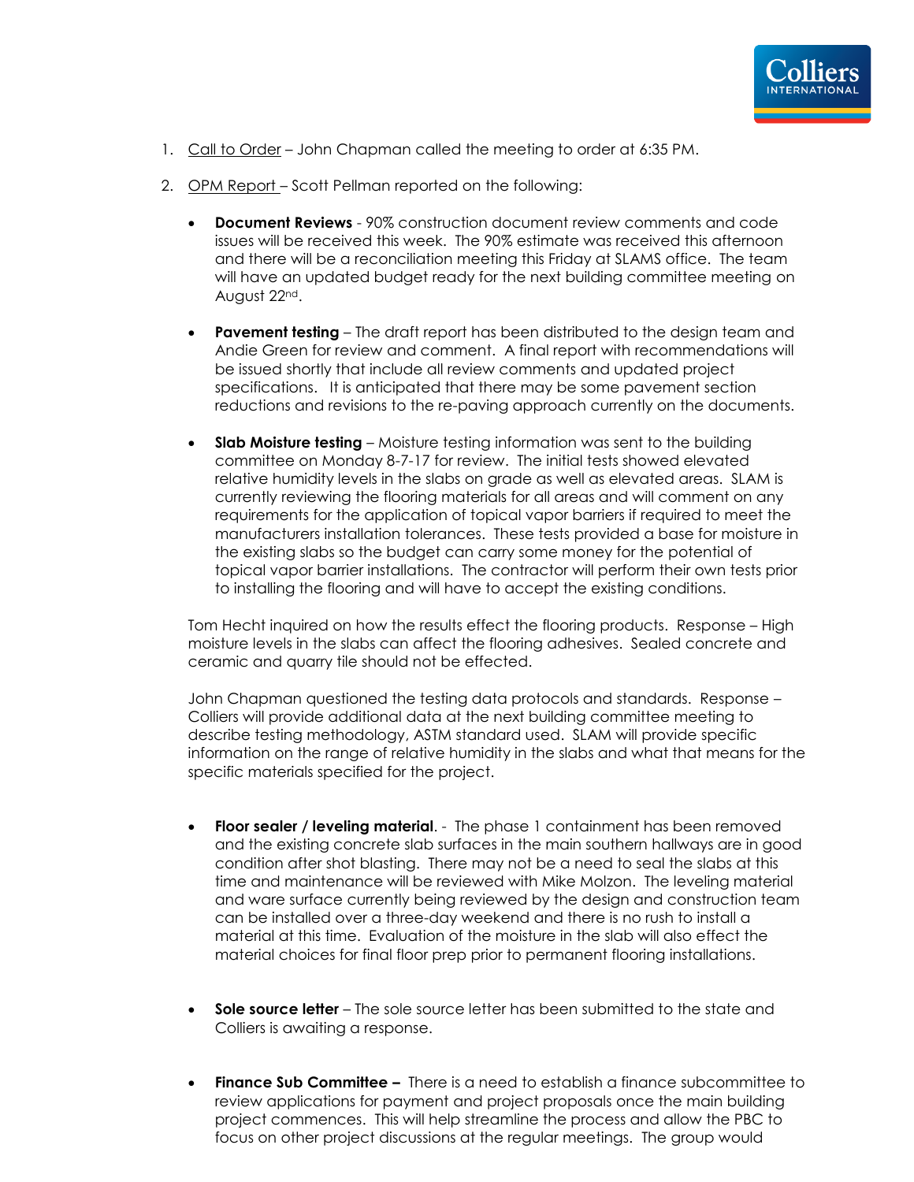1. Call to Order – John Chapman called the meeting to order at 6:35 PM.

2. OPM Report – Scott Pellman reported on the following:

   - **Document Reviews** - 90% construction document review comments and code issues will be received this week. The 90% estimate was received this afternoon and there will be a reconciliation meeting this Friday at SLAMS office. The team will have an updated budget ready for the next building committee meeting on August 22nd.

   - **Pavement testing** – The draft report has been distributed to the design team and Andie Green for review and comment. A final report with recommendations will be issued shortly that include all review comments and updated project specifications. It is anticipated that there may be some pavement section reductions and revisions to the re-paving approach currently on the documents.

   - **Slab Moisture testing** – Moisture testing information was sent to the building committee on Monday 8-7-17 for review. The initial tests showed elevated relative humidity levels in the slabs on grade as well as elevated areas. SLAM is currently reviewing the flooring materials for all areas and will comment on any requirements for the application of topical vapor barriers if required to meet the manufacturers installation tolerances. These tests provided a base for moisture in the existing slabs so the budget can carry some money for the potential of topical vapor barrier installations. The contractor will perform their own tests prior to installing the flooring and will have to accept the existing conditions.

   Tom Hecht inquired on how the results effect the flooring products. Response – High moisture levels in the slabs can affect the flooring adhesives. Sealed concrete and ceramic and quarry tile should not be effected.

   John Chapman questioned the testing data protocols and standards. Response – Colliers will provide additional data at the next building committee meeting to describe testing methodology, ASTM standard used. SLAM will provide specific information on the range of relative humidity in the slabs and what that means for the specific materials specified for the project.

   - **Floor sealer / leveling material**. - The phase 1 containment has been removed and the existing concrete slab surfaces in the main southern hallways are in good condition after shot blasting. There may not be a need to seal the slabs at this time and maintenance will be reviewed with Mike Molzon. The leveling material and ware surface currently being reviewed by the design and construction team can be installed over a three-day weekend and there is no rush to install a material at this time. Evaluation of the moisture in the slab will also effect the material choices for final floor prep prior to permanent flooring installations.

   - **Sole source letter** – The sole source letter has been submitted to the state and Colliers is awaiting a response.

   - **Finance Sub Committee –** There is a need to establish a finance subcommittee to review applications for payment and project proposals once the main building project commences. This will help streamline the process and allow the PBC to focus on other project discussions at the regular meetings. The group would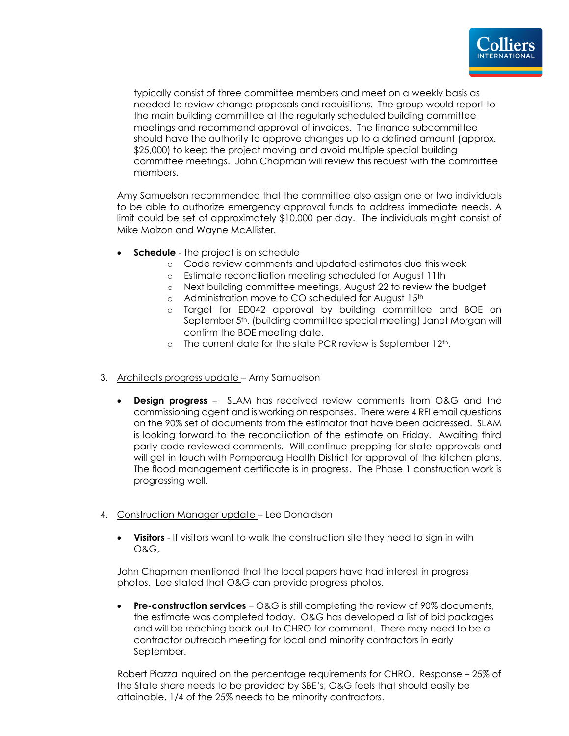typically consist of three committee members and meet on a weekly basis as needed to review change proposals and requisitions. The group would report to the main building committee at the regularly scheduled building committee meetings and recommend approval of invoices. The finance subcommittee should have the authority to approve changes up to a defined amount (approx. $25,000) to keep the project moving and avoid multiple special building committee meetings. John Chapman will review this request with the committee members.

Amy Samuelson recommended that the committee also assign one or two individuals to be able to authorize emergency approval funds to address immediate needs. A limit could be set of approximately $10,000 per day. The individuals might consist of Mike Molzon and Wayne McAllister.

- **Schedule** - the project is on schedule
    - Code review comments and updated estimates due this week
    - Estimate reconciliation meeting scheduled for August 11th
    - Next building committee meetings, August 22 to review the budget
    - Administration move to CO scheduled for August 15th
    - Target for ED042 approval by building committee and BOE on September 5th. (building committee special meeting) Janet Morgan will confirm the BOE meeting date.
    - The current date for the state PCR review is September 12th.

3. Architects progress update – Amy Samuelson

- **Design progress** – SLAM has received review comments from O&G and the commissioning agent and is working on responses. There were 4 RFI email questions on the 90% set of documents from the estimator that have been addressed. SLAM is looking forward to the reconciliation of the estimate on Friday. Awaiting third party code reviewed comments. Will continue prepping for state approvals and will get in touch with Pomperaug Health District for approval of the kitchen plans. The flood management certificate is in progress. The Phase 1 construction work is progressing well.

4. Construction Manager update – Lee Donaldson

- **Visitors** - If visitors want to walk the construction site they need to sign in with O&G,

John Chapman mentioned that the local papers have had interest in progress photos. Lee stated that O&G can provide progress photos.

- **Pre-construction services** – O&G is still completing the review of 90% documents, the estimate was completed today. O&G has developed a list of bid packages and will be reaching back out to CHRO for comment. There may need to be a contractor outreach meeting for local and minority contractors in early September.

Robert Piazza inquired on the percentage requirements for CHRO. Response – 25% of the State share needs to be provided by SBE's, O&G feels that should easily be attainable, 1/4 of the 25% needs to be minority contractors.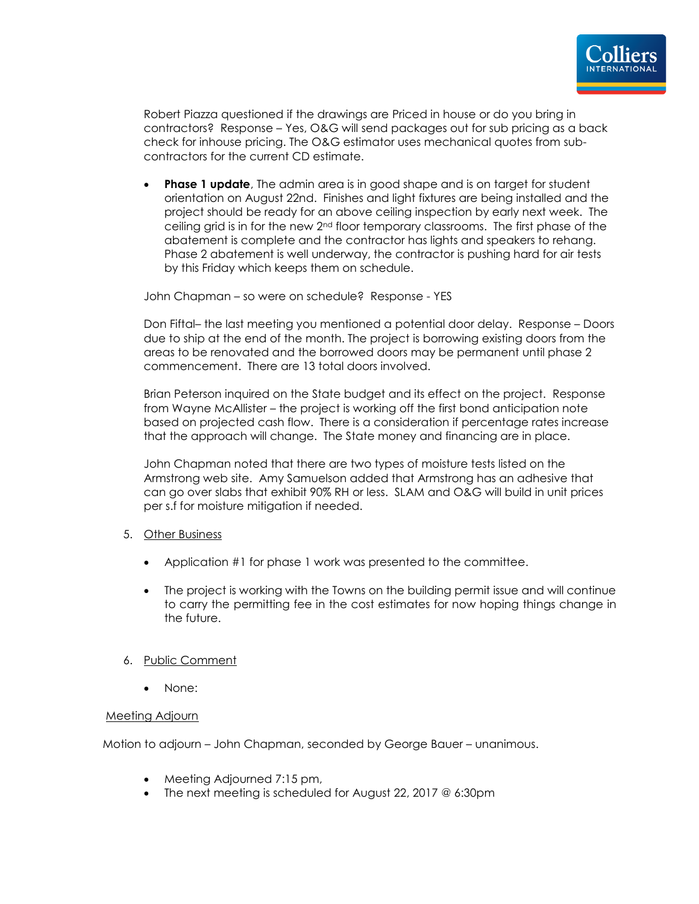Robert Piazza questioned if the drawings are Priced in house or do you bring in contractors? Response – Yes, O&G will send packages out for sub pricing as a back check for inhouse pricing. The O&G estimator uses mechanical quotes from sub-contractors for the current CD estimate.

- **Phase 1 update**, The admin area is in good shape and is on target for student orientation on August 22nd. Finishes and light fixtures are being installed and the project should be ready for an above ceiling inspection by early next week. The ceiling grid is in for the new 2nd floor temporary classrooms. The first phase of the abatement is complete and the contractor has lights and speakers to rehang. Phase 2 abatement is well underway, the contractor is pushing hard for air tests by this Friday which keeps them on schedule.

John Chapman – so were on schedule? Response - YES

Don Fiftal– the last meeting you mentioned a potential door delay. Response – Doors due to ship at the end of the month. The project is borrowing existing doors from the areas to be renovated and the borrowed doors may be permanent until phase 2 commencement. There are 13 total doors involved.

Brian Peterson inquired on the State budget and its effect on the project. Response from Wayne McAllister – the project is working off the first bond anticipation note based on projected cash flow. There is a consideration if percentage rates increase that the approach will change. The State money and financing are in place.

John Chapman noted that there are two types of moisture tests listed on the Armstrong web site. Amy Samuelson added that Armstrong has an adhesive that can go over slabs that exhibit 90% RH or less. SLAM and O&G will build in unit prices per s.f for moisture mitigation if needed.

5. Other Business

   - Application #1 for phase 1 work was presented to the committee.
   - The project is working with the Towns on the building permit issue and will continue to carry the permitting fee in the cost estimates for now hoping things change in the future.

6. Public Comment

   - None:

Meeting Adjourn

Motion to adjourn – John Chapman, seconded by George Bauer – unanimous.

- Meeting Adjourned 7:15 pm,
- The next meeting is scheduled for August 22, 2017 @ 6:30pm